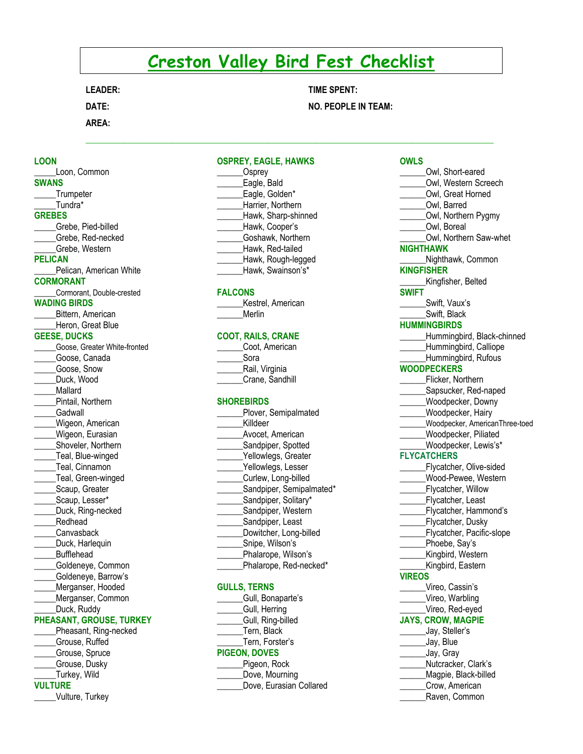# Creston Valley Bird Fest Checklist

**LEADER:**

**DATE:**

**AREA:**

**TIME SPENT:**

**NO. PEOPLE IN TEAM:**

---

## LOON
_____Loon, Common

## SWANS
_____Trumpeter
_____Tundra*

## GREBES
_____Grebe, Pied-billed
_____Grebe, Red-necked
_____Grebe, Western

## PELICAN
_____Pelican, American White

## CORMORANT
_____Cormorant, Double-crested

## WADING BIRDS
_____Bittern, American
_____Heron, Great Blue

## GEESE, DUCKS
_____Goose, Greater White-fronted
_____Goose, Canada
_____Goose, Snow
_____Duck, Wood
_____Mallard
_____Pintail, Northern
_____Gadwall
_____Wigeon, American
_____Wigeon, Eurasian
_____Shoveler, Northern
_____Teal, Blue-winged
_____Teal, Cinnamon
_____Teal, Green-winged
_____Scaup, Greater
_____Scaup, Lesser*
_____Duck, Ring-necked
_____Redhead
_____Canvasback
_____Duck, Harlequin
_____Bufflehead
_____Goldeneye, Common
_____Goldeneye, Barrow's
_____Merganser, Hooded
_____Merganser, Common
_____Duck, Ruddy

## PHEASANT, GROUSE, TURKEY
_____Pheasant, Ring-necked
_____Grouse, Ruffed
_____Grouse, Spruce
_____Grouse, Dusky
_____Turkey, Wild

## VULTURE
_____Vulture, Turkey

## OSPREY, EAGLE, HAWKS
______Osprey
______Eagle, Bald
______Eagle, Golden*
______Harrier, Northern
______Hawk, Sharp-shinned
______Hawk, Cooper's
______Goshawk, Northern
______Hawk, Red-tailed
______Hawk, Rough-legged
______Hawk, Swainson's*

## FALCONS
______Kestrel, American
______Merlin

## COOT, RAILS, CRANE
______Coot, American
______Sora
______Rail, Virginia
______Crane, Sandhill

## SHOREBIRDS
______Plover, Semipalmated
______Killdeer
______Avocet, American
______Sandpiper, Spotted
______Yellowlegs, Greater
______Yellowlegs, Lesser
______Curlew, Long-billed
______Sandpiper, Semipalmated*
______Sandpiper, Solitary*
______Sandpiper, Western
______Sandpiper, Least
______Dowitcher, Long-billed
______Snipe, Wilson's
______Phalarope, Wilson's
______Phalarope, Red-necked*

## GULLS, TERNS
______Gull, Bonaparte's
______Gull, Herring
______Gull, Ring-billed
______Tern, Black
______Tern, Forster's

## PIGEON, DOVES
______Pigeon, Rock
______Dove, Mourning
______Dove, Eurasian Collared

## OWLS
______Owl, Short-eared
______Owl, Western Screech
______Owl, Great Horned
______Owl, Barred
______Owl, Northern Pygmy
______Owl, Boreal
______Owl, Northern Saw-whet

## NIGHTHAWK
______Nighthawk, Common

## KINGFISHER
______Kingfisher, Belted

## SWIFT
______Swift, Vaux's
______Swift, Black

## HUMMINGBIRDS
______Hummingbird, Black-chinned
______Hummingbird, Calliope
______Hummingbird, Rufous

## WOODPECKERS
______Flicker, Northern
______Sapsucker, Red-naped
______Woodpecker, Downy
______Woodpecker, Hairy
______Woodpecker, AmericanThree-toed
______Woodpecker, Piliated
______Woodpecker, Lewis's*

## FLYCATCHERS
______Flycatcher, Olive-sided
______Wood-Pewee, Western
______Flycatcher, Willow
______Flycatcher, Least
______Flycatcher, Hammond's
______Flycatcher, Dusky
______Flycatcher, Pacific-slope
______Phoebe, Say's
______Kingbird, Western
______Kingbird, Eastern

## VIREOS
______Vireo, Cassin's
______Vireo, Warbling
______Vireo, Red-eyed

## JAYS, CROW, MAGPIE
______Jay, Steller's
______Jay, Blue
______Jay, Gray
______Nutcracker, Clark's
______Magpie, Black-billed
______Crow, American
______Raven, Common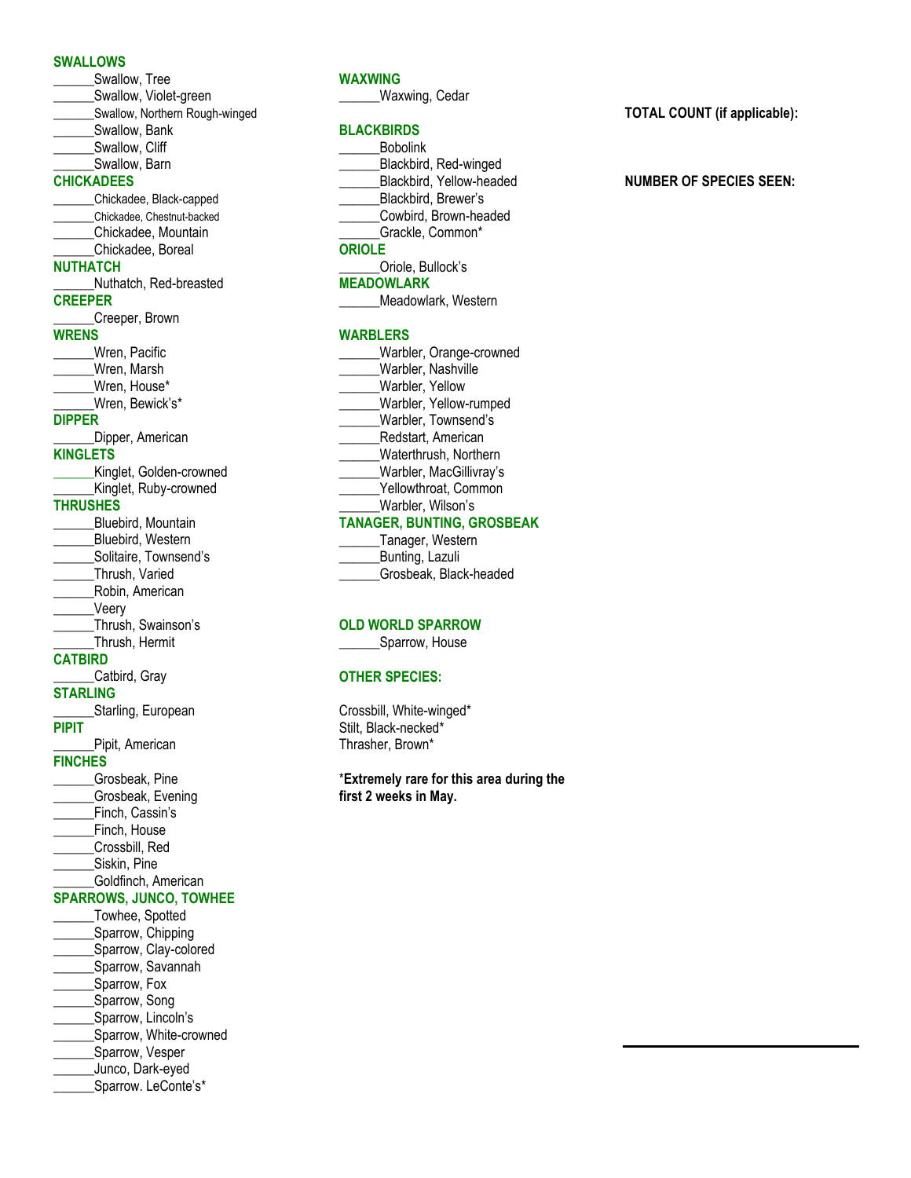**SWALLOWS**

______Swallow, Tree
______Swallow, Violet-green
______Swallow, Northern Rough-winged
______Swallow, Bank
______Swallow, Cliff
______Swallow, Barn

**CHICKADEES**

______Chickadee, Black-capped
______Chickadee, Chestnut-backed
______Chickadee, Mountain
______Chickadee, Boreal

**NUTHATCH**

______Nuthatch, Red-breasted

**CREEPER**

______Creeper, Brown

**WRENS**

______Wren, Pacific
______Wren, Marsh
______Wren, House*
______Wren, Bewick's*

**DIPPER**

______Dipper, American

**KINGLETS**

______Kinglet, Golden-crowned
______Kinglet, Ruby-crowned

**THRUSHES**

______Bluebird, Mountain
______Bluebird, Western
______Solitaire, Townsend's
______Thrush, Varied
______Robin, American
______Veery
______Thrush, Swainson's
______Thrush, Hermit

**CATBIRD**

______Catbird, Gray

**STARLING**

______Starling, European

**PIPIT**

______Pipit, American

**FINCHES**

______Grosbeak, Pine
______Grosbeak, Evening
______Finch, Cassin's
______Finch, House
______Crossbill, Red
______Siskin, Pine
______Goldfinch, American

**SPARROWS, JUNCO, TOWHEE**

______Towhee, Spotted
______Sparrow, Chipping
______Sparrow, Clay-colored
______Sparrow, Savannah
______Sparrow, Fox
______Sparrow, Song
______Sparrow, Lincoln's
______Sparrow, White-crowned
______Sparrow, Vesper
______Junco, Dark-eyed
______Sparrow. LeConte's*

**WAXWING**

______Waxwing, Cedar

**BLACKBIRDS**

______Bobolink
______Blackbird, Red-winged
______Blackbird, Yellow-headed
______Blackbird, Brewer's
______Cowbird, Brown-headed
______Grackle, Common*

**ORIOLE**

______Oriole, Bullock's

**MEADOWLARK**

______Meadowlark, Western

**WARBLERS**

______Warbler, Orange-crowned
______Warbler, Nashville
______Warbler, Yellow
______Warbler, Yellow-rumped
______Warbler, Townsend's
______Redstart, American
______Waterthrush, Northern
______Warbler, MacGillivray's
______Yellowthroat, Common
______Warbler, Wilson's

**TANAGER, BUNTING, GROSBEAK**

______Tanager, Western
______Bunting, Lazuli
______Grosbeak, Black-headed

**OLD WORLD SPARROW**

______Sparrow, House

**OTHER SPECIES:**

Crossbill, White-winged*
Stilt, Black-necked*
Thrasher, Brown*

***Extremely rare for this area during the first 2 weeks in May.**

**TOTAL COUNT (if applicable):**

**NUMBER OF SPECIES SEEN:**

______________________________